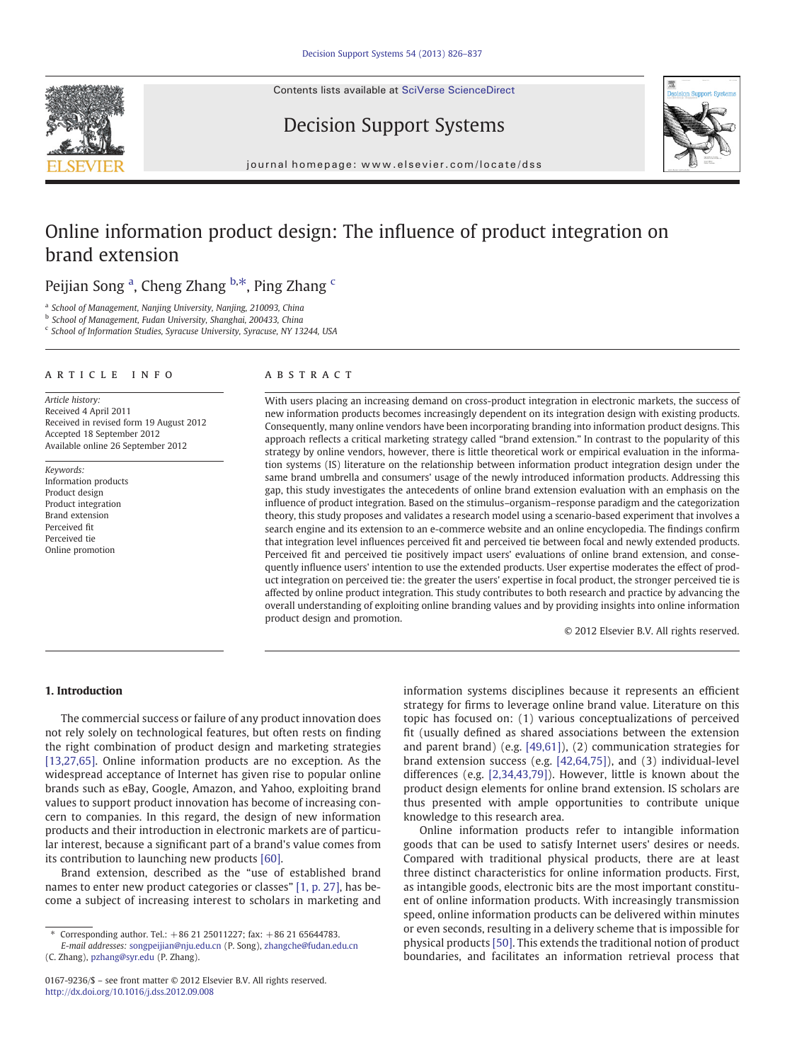# Online information product design: The influence of product integration on brand extension

Peijian Song [a], Cheng Zhang [b,*], Ping Zhang [c]

[a] School of Management, Nanjing University, Nanjing, 210093, China
[b] School of Management, Fudan University, Shanghai, 200433, China
[c] School of Information Studies, Syracuse University, Syracuse, NY 13244, USA

## ARTICLE INFO

*Article history:*
Received 4 April 2011
Received in revised form 19 August 2012
Accepted 18 September 2012
Available online 26 September 2012

*Keywords:*
Information products
Product design
Product integration
Brand extension
Perceived fit
Perceived tie
Online promotion

## ABSTRACT

With users placing an increasing demand on cross-product integration in electronic markets, the success of new information products becomes increasingly dependent on its integration design with existing products. Consequently, many online vendors have been incorporating branding into information product designs. This approach reflects a critical marketing strategy called "brand extension." In contrast to the popularity of this strategy by online vendors, however, there is little theoretical work or empirical evaluation in the information systems (IS) literature on the relationship between information product integration design under the same brand umbrella and consumers' usage of the newly introduced information products. Addressing this gap, this study investigates the antecedents of online brand extension evaluation with an emphasis on the influence of product integration. Based on the stimulus–organism–response paradigm and the categorization theory, this study proposes and validates a research model using a scenario-based experiment that involves a search engine and its extension to an e-commerce website and an online encyclopedia. The findings confirm that integration level influences perceived fit and perceived tie between focal and newly extended products. Perceived fit and perceived tie positively impact users' evaluations of online brand extension, and consequently influence users' intention to use the extended products. User expertise moderates the effect of product integration on perceived tie: the greater the users' expertise in focal product, the stronger perceived tie is affected by online product integration. This study contributes to both research and practice by advancing the overall understanding of exploiting online branding values and by providing insights into online information product design and promotion.

© 2012 Elsevier B.V. All rights reserved.

## 1. Introduction

The commercial success or failure of any product innovation does not rely solely on technological features, but often rests on finding the right combination of product design and marketing strategies [13,27,65]. Online information products are no exception. As the widespread acceptance of Internet has given rise to popular online brands such as eBay, Google, Amazon, and Yahoo, exploiting brand values to support product innovation has become of increasing concern to companies. In this regard, the design of new information products and their introduction in electronic markets are of particular interest, because a significant part of a brand's value comes from its contribution to launching new products [60].

Brand extension, described as the "use of established brand names to enter new product categories or classes" [1, p. 27], has become a subject of increasing interest to scholars in marketing and information systems disciplines because it represents an efficient strategy for firms to leverage online brand value. Literature on this topic has focused on: (1) various conceptualizations of perceived fit (usually defined as shared associations between the extension and parent brand) (e.g. [49,61]), (2) communication strategies for brand extension success (e.g. [42,64,75]), and (3) individual-level differences (e.g. [2,34,43,79]). However, little is known about the product design elements for online brand extension. IS scholars are thus presented with ample opportunities to contribute unique knowledge to this research area.

Online information products refer to intangible information goods that can be used to satisfy Internet users' desires or needs. Compared with traditional physical products, there are at least three distinct characteristics for online information products. First, as intangible goods, electronic bits are the most important constituent of online information products. With increasingly transmission speed, online information products can be delivered within minutes or even seconds, resulting in a delivery scheme that is impossible for physical products [50]. This extends the traditional notion of product boundaries, and facilitates an information retrieval process that

\* Corresponding author. Tel.: +86 21 25011227; fax: +86 21 65644783.
*E-mail addresses:* songpeijian@nju.edu.cn (P. Song), zhangche@fudan.edu.cn (C. Zhang), pzhang@syr.edu (P. Zhang).

0167-9236/$ – see front matter © 2012 Elsevier B.V. All rights reserved.
http://dx.doi.org/10.1016/j.dss.2012.09.008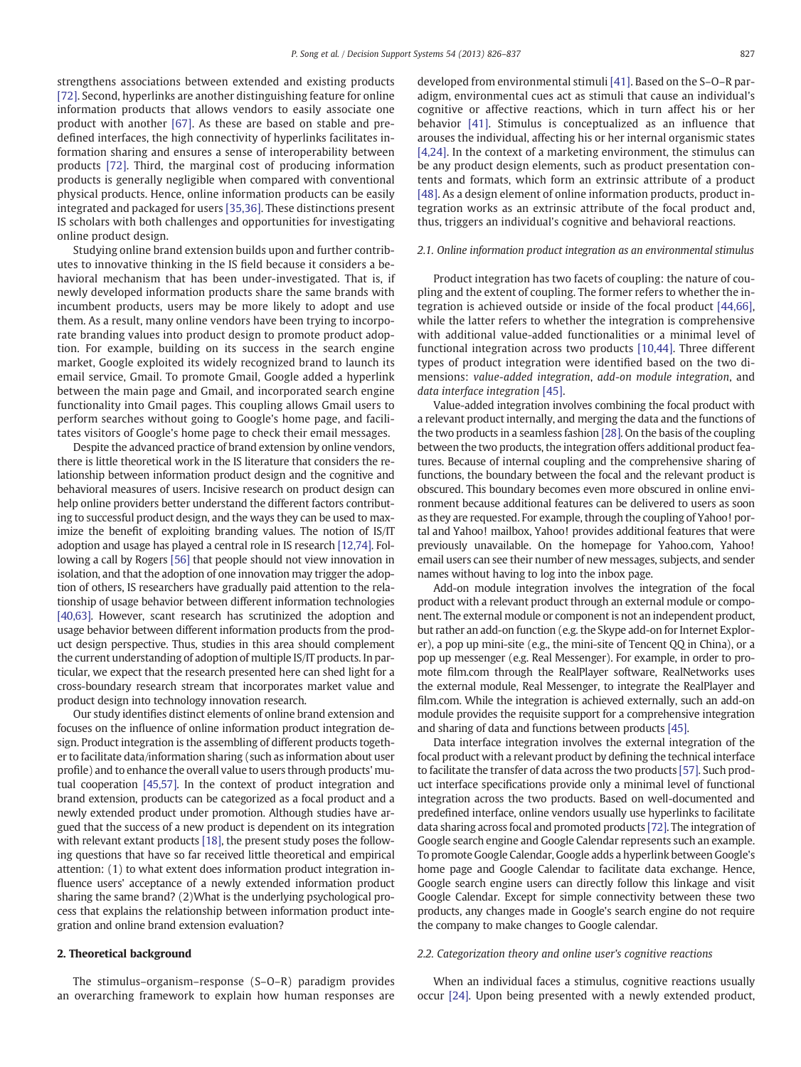strengthens associations between extended and existing products [72]. Second, hyperlinks are another distinguishing feature for online information products that allows vendors to easily associate one product with another [67]. As these are based on stable and predefined interfaces, the high connectivity of hyperlinks facilitates information sharing and ensures a sense of interoperability between products [72]. Third, the marginal cost of producing information products is generally negligible when compared with conventional physical products. Hence, online information products can be easily integrated and packaged for users [35,36]. These distinctions present IS scholars with both challenges and opportunities for investigating online product design.

Studying online brand extension builds upon and further contributes to innovative thinking in the IS field because it considers a behavioral mechanism that has been under-investigated. That is, if newly developed information products share the same brands with incumbent products, users may be more likely to adopt and use them. As a result, many online vendors have been trying to incorporate branding values into product design to promote product adoption. For example, building on its success in the search engine market, Google exploited its widely recognized brand to launch its email service, Gmail. To promote Gmail, Google added a hyperlink between the main page and Gmail, and incorporated search engine functionality into Gmail pages. This coupling allows Gmail users to perform searches without going to Google's home page, and facilitates visitors of Google's home page to check their email messages.

Despite the advanced practice of brand extension by online vendors, there is little theoretical work in the IS literature that considers the relationship between information product design and the cognitive and behavioral measures of users. Incisive research on product design can help online providers better understand the different factors contributing to successful product design, and the ways they can be used to maximize the benefit of exploiting branding values. The notion of IS/IT adoption and usage has played a central role in IS research [12,74]. Following a call by Rogers [56] that people should not view innovation in isolation, and that the adoption of one innovation may trigger the adoption of others, IS researchers have gradually paid attention to the relationship of usage behavior between different information technologies [40,63]. However, scant research has scrutinized the adoption and usage behavior between different information products from the product design perspective. Thus, studies in this area should complement the current understanding of adoption of multiple IS/IT products. In particular, we expect that the research presented here can shed light for a cross-boundary research stream that incorporates market value and product design into technology innovation research.

Our study identifies distinct elements of online brand extension and focuses on the influence of online information product integration design. Product integration is the assembling of different products together to facilitate data/information sharing (such as information about user profile) and to enhance the overall value to users through products' mutual cooperation [45,57]. In the context of product integration and brand extension, products can be categorized as a focal product and a newly extended product under promotion. Although studies have argued that the success of a new product is dependent on its integration with relevant extant products [18], the present study poses the following questions that have so far received little theoretical and empirical attention: (1) to what extent does information product integration influence users' acceptance of a newly extended information product sharing the same brand? (2)What is the underlying psychological process that explains the relationship between information product integration and online brand extension evaluation?

## 2. Theoretical background

The stimulus–organism–response (S–O–R) paradigm provides an overarching framework to explain how human responses are developed from environmental stimuli [41]. Based on the S–O–R paradigm, environmental cues act as stimuli that cause an individual's cognitive or affective reactions, which in turn affect his or her behavior [41]. Stimulus is conceptualized as an influence that arouses the individual, affecting his or her internal organismic states [4,24]. In the context of a marketing environment, the stimulus can be any product design elements, such as product presentation contents and formats, which form an extrinsic attribute of a product [48]. As a design element of online information products, product integration works as an extrinsic attribute of the focal product and, thus, triggers an individual's cognitive and behavioral reactions.

### 2.1. Online information product integration as an environmental stimulus

Product integration has two facets of coupling: the nature of coupling and the extent of coupling. The former refers to whether the integration is achieved outside or inside of the focal product [44,66], while the latter refers to whether the integration is comprehensive with additional value-added functionalities or a minimal level of functional integration across two products [10,44]. Three different types of product integration were identified based on the two dimensions: *value-added integration*, *add-on module integration*, and *data interface integration* [45].

Value-added integration involves combining the focal product with a relevant product internally, and merging the data and the functions of the two products in a seamless fashion [28]. On the basis of the coupling between the two products, the integration offers additional product features. Because of internal coupling and the comprehensive sharing of functions, the boundary between the focal and the relevant product is obscured. This boundary becomes even more obscured in online environment because additional features can be delivered to users as soon as they are requested. For example, through the coupling of Yahoo! portal and Yahoo! mailbox, Yahoo! provides additional features that were previously unavailable. On the homepage for Yahoo.com, Yahoo! email users can see their number of new messages, subjects, and sender names without having to log into the inbox page.

Add-on module integration involves the integration of the focal product with a relevant product through an external module or component. The external module or component is not an independent product, but rather an add-on function (e.g. the Skype add-on for Internet Explorer), a pop up mini-site (e.g., the mini-site of Tencent QQ in China), or a pop up messenger (e.g. Real Messenger). For example, in order to promote film.com through the RealPlayer software, RealNetworks uses the external module, Real Messenger, to integrate the RealPlayer and film.com. While the integration is achieved externally, such an add-on module provides the requisite support for a comprehensive integration and sharing of data and functions between products [45].

Data interface integration involves the external integration of the focal product with a relevant product by defining the technical interface to facilitate the transfer of data across the two products [57]. Such product interface specifications provide only a minimal level of functional integration across the two products. Based on well-documented and predefined interface, online vendors usually use hyperlinks to facilitate data sharing across focal and promoted products [72]. The integration of Google search engine and Google Calendar represents such an example. To promote Google Calendar, Google adds a hyperlink between Google's home page and Google Calendar to facilitate data exchange. Hence, Google search engine users can directly follow this linkage and visit Google Calendar. Except for simple connectivity between these two products, any changes made in Google's search engine do not require the company to make changes to Google calendar.

### 2.2. Categorization theory and online user's cognitive reactions

When an individual faces a stimulus, cognitive reactions usually occur [24]. Upon being presented with a newly extended product,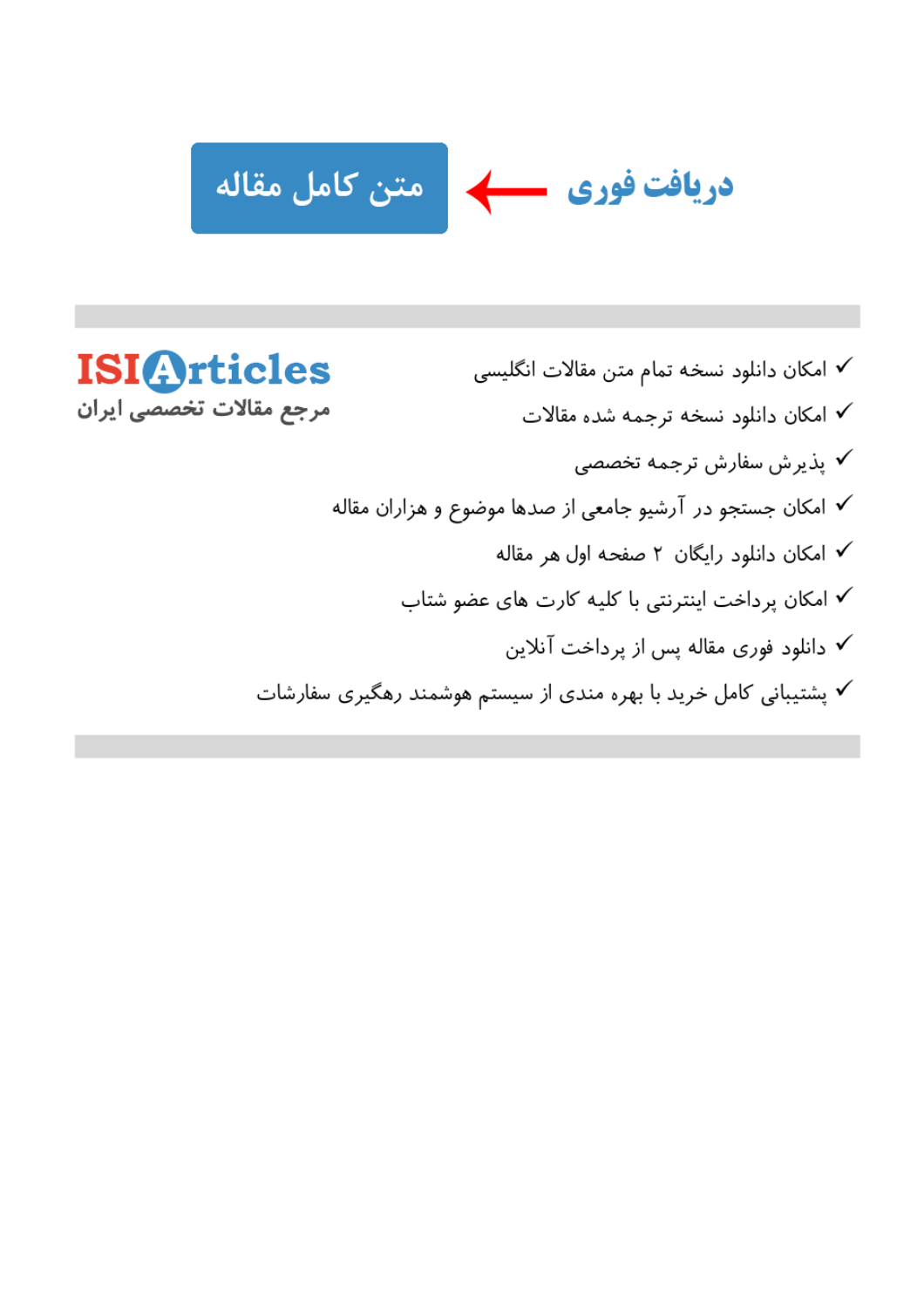دریافت فوری ← متن کامل مقاله

**ISIArticles**
مرجع مقالات تخصصی ایران

- ✓ امکان دانلود نسخه تمام متن مقالات انگلیسی
- ✓ امکان دانلود نسخه ترجمه شده مقالات
- ✓ پذیرش سفارش ترجمه تخصصی
- ✓ امکان جستجو در آرشیو جامعی از صدها موضوع و هزاران مقاله
- ✓ امکان دانلود رایگان ۲ صفحه اول هر مقاله
- ✓ امکان پرداخت اینترنتی با کلیه کارت های عضو شتاب
- ✓ دانلود فوری مقاله پس از پرداخت آنلاین
- ✓ پشتیبانی کامل خرید با بهره مندی از سیستم هوشمند رهگیری سفارشات